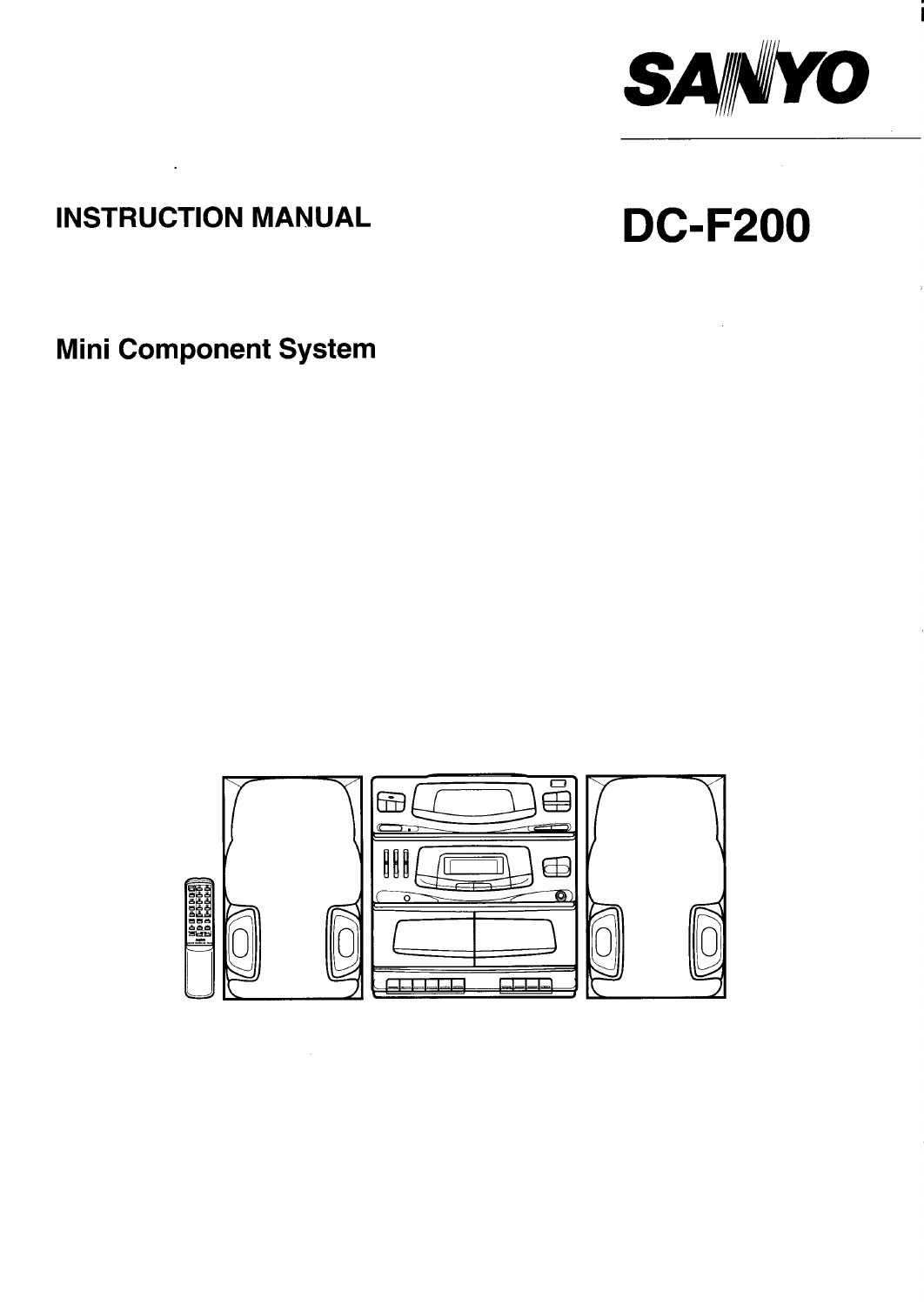SANYO

# INSTRUCTION MANUAL

# DC-F200

## Mini Component System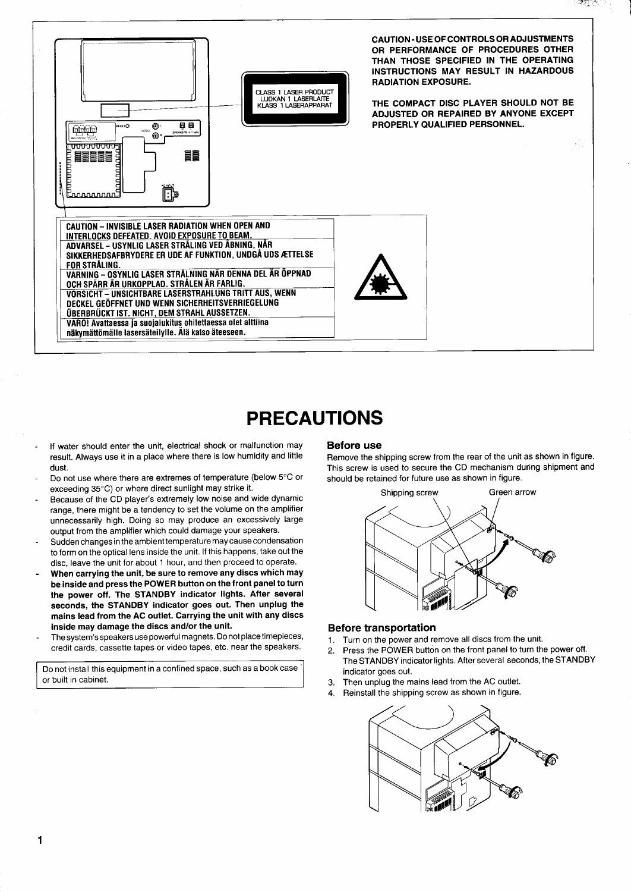CLASS 1 LASER PRODUCT
LUOKAN 1 LASERLAITE
KLASS 1 LASERAPPARAT

**CAUTION - USE OF CONTROLS OR ADJUSTMENTS OR PERFORMANCE OF PROCEDURES OTHER THAN THOSE SPECIFIED IN THE OPERATING INSTRUCTIONS MAY RESULT IN HAZARDOUS RADIATION EXPOSURE.**

**THE COMPACT DISC PLAYER SHOULD NOT BE ADJUSTED OR REPAIRED BY ANYONE EXCEPT PROPERLY QUALIFIED PERSONNEL.**

**CAUTION – INVISIBLE LASER RADIATION WHEN OPEN AND INTERLOCKS DEFEATED. AVOID EXPOSURE TO BEAM.**
**ADVARSEL – USYNLIG LASER STRÅLING VED ÅBNING, NÅR SIKKERHEDSAFBRYDERE ER UDE AF FUNKTION, UNDGÅ UDSÆTTELSE FOR STRÅLING.**
**VARNING – OSYNLIG LASER STRÅLNING NÄR DENNA DEL ÄR ÖPPNAD OCH SPÄRR ÄR URKOPPLAD. STRÅLEN ÄR FARLIG.**
**VORSICHT – UNSICHTBARE LASERSTRAHLUNG TRITT AUS, WENN DECKEL GEÖFFNET UND WENN SICHERHEITSVERRIEGELUNG ÜBERBRÜCKT IST. NICHT, DEM STRAHL AUSSETZEN.**
**VARO! Avattaessa ja suojalukitus ohitettaessa olet alttiina näkymättömälle lasersäteilylle. Älä katso äteeseen.**

# PRECAUTIONS

- If water should enter the unit, electrical shock or malfunction may result. Always use it in a place where there is low humidity and little dust.
- Do not use where there are extremes of temperature (below 5°C or exceeding 35°C) or where direct sunlight may strike it.
- Because of the CD player's extremely low noise and wide dynamic range, there might be a tendency to set the volume on the amplifier unnecessarily high. Doing so may produce an excessively large output from the amplifier which could damage your speakers.
- Sudden changes in the ambient temperature may cause condensation to form on the optical lens inside the unit. If this happens, take out the disc, leave the unit for about 1 hour, and then proceed to operate.
- **When carrying the unit, be sure to remove any discs which may be inside and press the POWER button on the front panel to turn the power off. The STANDBY indicator lights. After several seconds, the STANDBY indicator goes out. Then unplug the mains lead from the AC outlet. Carrying the unit with any discs inside may damage the discs and/or the unit.**
- The system's speakers use powerful magnets. Do not place timepieces, credit cards, cassette tapes or video tapes, etc. near the speakers.

Do not install this equipment in a confined space, such as a book case or built in cabinet.

## Before use

Remove the shipping screw from the rear of the unit as shown in figure. This screw is used to secure the CD mechanism during shipment and should be retained for future use as shown in figure.

Shipping screw
Green arrow

## Before transportation

1. Turn on the power and remove all discs from the unit.
2. Press the POWER button on the front panel to turn the power off. The STANDBY indicator lights. After several seconds, the STANDBY indicator goes out.
3. Then unplug the mains lead from the AC outlet.
4. Reinstall the shipping screw as shown in figure.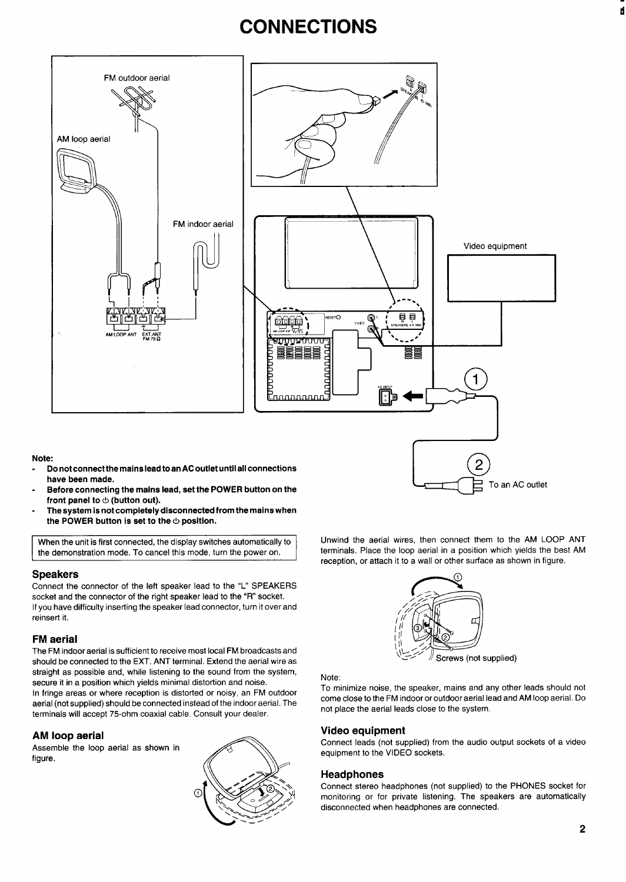# CONNECTIONS

**Note:**

- **Do not connect the mains lead to an AC outlet until all connections have been made.**
- **Before connecting the mains lead, set the POWER button on the front panel to ⏻ (button out).**
- **The system is not completely disconnected from the mains when the POWER button is set to the ⏻ position.**

When the unit is first connected, the display switches automatically to the demonstration mode. To cancel this mode, turn the power on.

## Speakers

Connect the connector of the left speaker lead to the "L" SPEAKERS socket and the connector of the right speaker lead to the "R" socket.
If you have difficulty inserting the speaker lead connector, turn it over and reinsert it.

## FM aerial

The FM indoor aerial is sufficient to receive most local FM broadcasts and should be connected to the EXT. ANT terminal. Extend the aerial wire as straight as possible and, while listening to the sound from the system, secure it in a position which yields minimal distortion and noise.
In fringe areas or where reception is distorted or noisy, an FM outdoor aerial (not supplied) should be connected instead of the indoor aerial. The terminals will accept 75-ohm coaxial cable. Consult your dealer.

## AM loop aerial

Assemble the loop aerial as shown in figure.

Unwind the aerial wires, then connect them to the AM LOOP ANT terminals. Place the loop aerial in a position which yields the best AM reception, or attach it to a wall or other surface as shown in figure.

Screws (not supplied)

Note:
To minimize noise, the speaker, mains and any other leads should not come close to the FM indoor or outdoor aerial lead and AM loop aerial. Do not place the aerial leads close to the system.

## Video equipment

Connect leads (not supplied) from the audio output sockets of a video equipment to the VIDEO sockets.

## Headphones

Connect stereo headphones (not supplied) to the PHONES socket for monitoring or for private listening. The speakers are automatically disconnected when headphones are connected.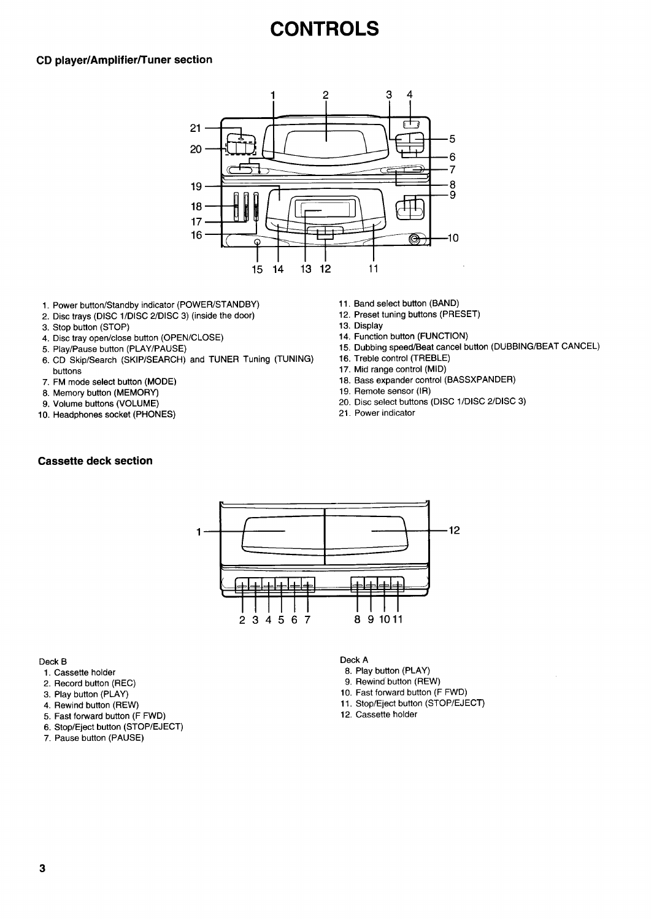# CONTROLS

## CD player/Amplifier/Tuner section

1. Power button/Standby indicator (POWER/STANDBY)
2. Disc trays (DISC 1/DISC 2/DISC 3) (inside the door)
3. Stop button (STOP)
4. Disc tray open/close button (OPEN/CLOSE)
5. Play/Pause button (PLAY/PAUSE)
6. CD Skip/Search (SKIP/SEARCH) and TUNER Tuning (TUNING) buttons
7. FM mode select button (MODE)
8. Memory button (MEMORY)
9. Volume buttons (VOLUME)
10. Headphones socket (PHONES)
11. Band select button (BAND)
12. Preset tuning buttons (PRESET)
13. Display
14. Function button (FUNCTION)
15. Dubbing speed/Beat cancel button (DUBBING/BEAT CANCEL)
16. Treble control (TREBLE)
17. Mid range control (MID)
18. Bass expander control (BASSXPANDER)
19. Remote sensor (IR)
20. Disc select buttons (DISC 1/DISC 2/DISC 3)
21. Power indicator

## Cassette deck section

Deck B

1. Cassette holder
2. Record button (REC)
3. Play button (PLAY)
4. Rewind button (REW)
5. Fast forward button (F FWD)
6. Stop/Eject button (STOP/EJECT)
7. Pause button (PAUSE)

Deck A

8. Play button (PLAY)
9. Rewind button (REW)
10. Fast forward button (F FWD)
11. Stop/Eject button (STOP/EJECT)
12. Cassette holder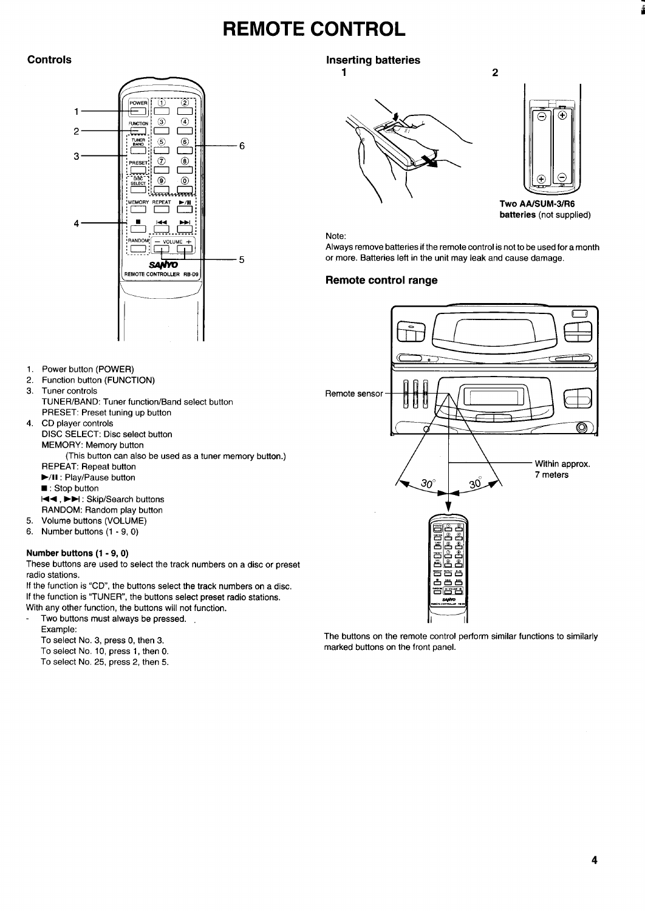# REMOTE CONTROL

## Controls

1. Power button (POWER)
2. Function button (FUNCTION)
3. Tuner controls
   TUNER/BAND: Tuner function/Band select button
   PRESET: Preset tuning up button
4. CD player controls
   DISC SELECT: Disc select button
   MEMORY: Memory button
   (This button can also be used as a tuner memory button.)
   REPEAT: Repeat button
   ►/II : Play/Pause button
   ■ : Stop button
   I◄◄ , ►►I : Skip/Search buttons
   RANDOM: Random play button
5. Volume buttons (VOLUME)
6. Number buttons (1 - 9, 0)

**Number buttons (1 - 9, 0)**

These buttons are used to select the track numbers on a disc or preset radio stations.

If the function is "CD", the buttons select the track numbers on a disc.

If the function is "TUNER", the buttons select preset radio stations.

With any other function, the buttons will not function.

- Two buttons must always be pressed.
  Example:
  To select No. 3, press 0, then 3.
  To select No. 10, press 1, then 0.
  To select No. 25, press 2, then 5.

## Inserting batteries

**Two AA/SUM-3/R6 batteries** (not supplied)

Note:
Always remove batteries if the remote control is not to be used for a month or more. Batteries left in the unit may leak and cause damage.

## Remote control range

Remote sensor

Within approx. 7 meters

30°  30°

The buttons on the remote control perform similar functions to similarly marked buttons on the front panel.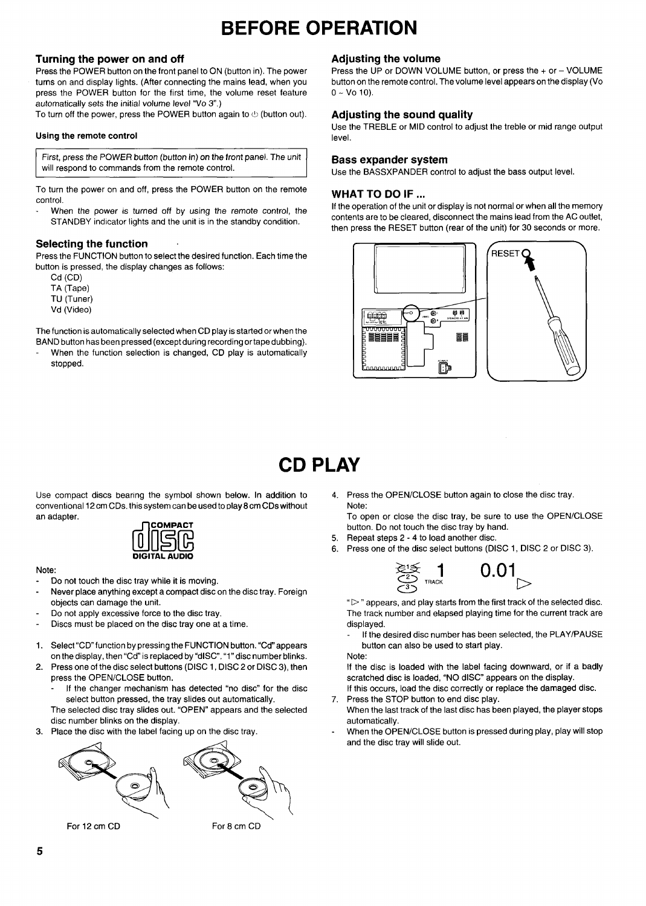# BEFORE OPERATION

## Turning the power on and off

Press the POWER button on the front panel to ON (button in). The power turns on and display lights. (After connecting the mains lead, when you press the POWER button for the first time, the volume reset feature *automatically sets the initial volume level "Vo 3".*)

To turn off the power, press the POWER button again to ⏻ (button out).

**Using the remote control**

> *First, press the POWER button (button in) on the front panel. The unit will respond to commands from the remote control.*

To turn the power on and off, press the POWER button on the remote control.

- When the power is turned off by using the remote control, the STANDBY indicator lights and the unit is in the standby condition.

## Selecting the function

Press the FUNCTION button to select the desired function. Each time the button is pressed, the display changes as follows:

Cd (CD)
TA (Tape)
TU (Tuner)
Vd (Video)

The function is automatically selected when CD play is started or when the BAND button has been pressed (except during recording or tape dubbing).

- When the function selection is changed, CD play is automatically stopped.

## Adjusting the volume

Press the UP or DOWN VOLUME button, or press the + or – VOLUME button on the remote control. The volume level appears on the display (Vo 0 ~ Vo 10).

## Adjusting the sound quality

Use the TREBLE or MID control to adjust the treble or mid range output level.

## Bass expander system

Use the BASSXPANDER control to adjust the bass output level.

## WHAT TO DO IF ...

If the operation of the unit or display is not normal or when all the memory contents are to be cleared, disconnect the mains lead from the AC outlet, then press the RESET button (rear of the unit) for 30 seconds or more.

RESET

# CD PLAY

Use compact discs bearing the symbol shown below. In addition to conventional 12 cm CDs, this system can be used to play 8 cm CDs without an adapter.

COMPACT DISC DIGITAL AUDIO

Note:

- Do not touch the disc tray while it is moving.
- Never place anything except a compact disc on the disc tray. Foreign objects can damage the unit.
- Do not apply excessive force to the disc tray.
- Discs must be placed on the disc tray one at a time.

1. Select "CD" function by pressing the FUNCTION button. "Cd" appears on the display, then "Cd" is replaced by "dISC". "1" disc number blinks.
2. Press one of the disc select buttons (DISC 1, DISC 2 or DISC 3), then press the OPEN/CLOSE button.
   - If the changer mechanism has detected "no disc" for the disc select button pressed, the tray slides out automatically.

   The selected disc tray slides out. "OPEN" appears and the selected disc number blinks on the display.
3. Place the disc with the label facing up on the disc tray.

For 12 cm CD    For 8 cm CD

4. Press the OPEN/CLOSE button again to close the disc tray.
   Note:
   To open or close the disc tray, be sure to use the OPEN/CLOSE button. Do not touch the disc tray by hand.
5. Repeat steps 2 - 4 to load another disc.
6. Press one of the disc select buttons (DISC 1, DISC 2 or DISC 3).

   1 TRACK 0.01 ▷

   "▷" appears, and play starts from the first track of the selected disc. The track number and elapsed playing time for the current track are displayed.
   - If the desired disc number has been selected, the PLAY/PAUSE button can also be used to start play.

   Note:
   If the disc is loaded with the label facing downward, or if a badly scratched disc is loaded, "NO dISC" appears on the display.
   If this occurs, load the disc correctly or replace the damaged disc.
7. Press the STOP button to end disc play.
   When the last track of the last disc has been played, the player stops automatically.

- When the OPEN/CLOSE button is pressed during play, play will stop and the disc tray will slide out.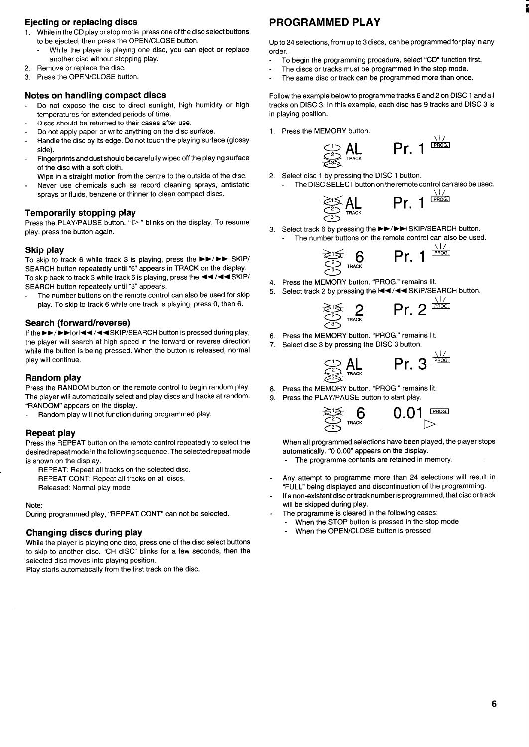### Ejecting or replacing discs

1. While in the CD play or stop mode, press one of the disc select buttons to be ejected, then press the OPEN/CLOSE button.
   - While the player is playing one disc, you can eject or replace another disc without stopping play.
2. Remove or replace the disc.
3. Press the OPEN/CLOSE button.

### Notes on handling compact discs

- Do not expose the disc to direct sunlight, high humidity or high temperatures for extended periods of time.
- Discs should be returned to their cases after use.
- Do not apply paper or write anything on the disc surface.
- Handle the disc by its edge. Do not touch the playing surface (glossy side).
- Fingerprints and dust should be carefully wiped off the playing surface of the disc with a soft cloth.
  Wipe in a straight motion from the centre to the outside of the disc.
- Never use chemicals such as record cleaning sprays, antistatic sprays or fluids, benzene or thinner to clean compact discs.

### Temporarily stopping play

Press the PLAY/PAUSE button. " ▷ " blinks on the display. To resume play, press the button again.

### Skip play

To skip to track 6 while track 3 is playing, press the ►►/►►| SKIP/SEARCH button repeatedly until "6" appears in TRACK on the display.
To skip back to track 3 while track 6 is playing, press the |◄◄/◄◄ SKIP/SEARCH button repeatedly until "3" appears.

- The number buttons on the remote control can also be used for skip play. To skip to track 6 while one track is playing, press 0, then 6.

### Search (forward/reverse)

If the ►►/►►| or |◄◄/◄◄ SKIP/SEARCH button is pressed during play, the player will search at high speed in the forward or reverse direction while the button is being pressed. When the button is released, normal play will continue.

### Random play

Press the RANDOM button on the remote control to begin random play. The player will automatically select and play discs and tracks at random. "RANDOM" appears on the display.

- Random play will not function during programmed play.

### Repeat play

Press the REPEAT button on the remote control repeatedly to select the desired repeat mode in the following sequence. The selected repeat mode is shown on the display.

REPEAT: Repeat all tracks on the selected disc.
REPEAT CONT: Repeat all tracks on all discs.
Released: Normal play mode

Note:
During programmed play, "REPEAT CONT" can not be selected.

### Changing discs during play

While the player is playing one disc, press one of the disc select buttons to skip to another disc. "CH dISC" blinks for a few seconds, then the selected disc moves into playing position.
Play starts automatically from the first track on the disc.

## PROGRAMMED PLAY

Up to 24 selections, from up to 3 discs, can be programmed for play in any order.

- To begin the programming procedure, select "CD" function first.
- The discs or tracks must be programmed in the stop mode.
- The same disc or track can be programmed more than once.

Follow the example below to programme tracks 6 and 2 on DISC 1 and all tracks on DISC 3. In this example, each disc has 9 tracks and DISC 3 is in playing position.

1. Press the MEMORY button.

   AL TRACK Pr. 1 PROG.

2. Select disc 1 by pressing the DISC 1 button.
   - The DISC SELECT button on the remote control can also be used.

   AL TRACK Pr. 1 PROG.

3. Select track 6 by pressing the ►►/►►| SKIP/SEARCH button.
   - The number buttons on the remote control can also be used.

   6 TRACK Pr. 1 PROG.

4. Press the MEMORY button. "PROG." remains lit.
5. Select track 2 by pressing the |◄◄/◄◄ SKIP/SEARCH button.

   2 TRACK Pr. 2 PROG.

6. Press the MEMORY button. "PROG." remains lit.
7. Select disc 3 by pressing the DISC 3 button.

   AL TRACK Pr. 3 PROG.

8. Press the MEMORY button. "PROG." remains lit.
9. Press the PLAY/PAUSE button to start play.

   6 TRACK 0.01 PROG. ▷

When all programmed selections have been played, the player stops automatically. "0 0.00" appears on the display.

- The programme contents are retained in memory.

- Any attempt to programme more than 24 selections will result in "FULL" being displayed and discontinuation of the programming.
- If a non-existent disc or track number is programmed, that disc or track will be skipped during play.
- The programme is cleared in the following cases:
  - When the STOP button is pressed in the stop mode
  - When the OPEN/CLOSE button is pressed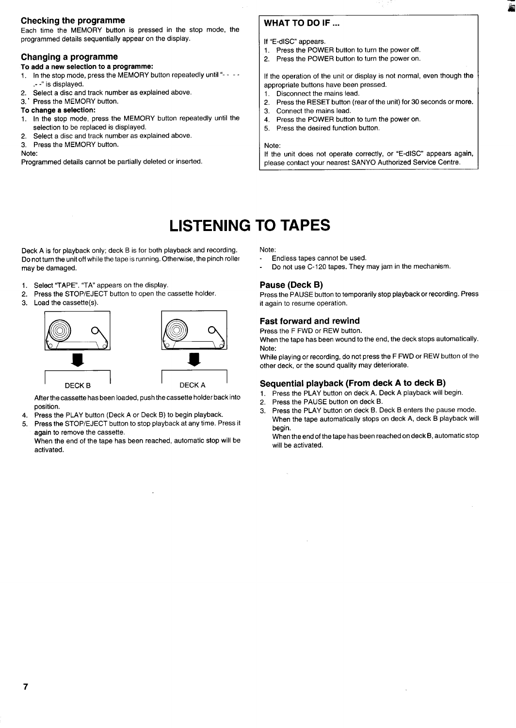### Checking the programme

Each time the MEMORY button is pressed in the stop mode, the programmed details sequentially appear on the display.

### Changing a programme

**To add a new selection to a programme:**

1. In the stop mode, press the MEMORY button repeatedly until "- - - - .- -" is displayed.
2. Select a disc and track number as explained above.
3. Press the MEMORY button.

**To change a selection:**

1. In the stop mode, press the MEMORY button repeatedly until the selection to be replaced is displayed.
2. Select a disc and track number as explained above.
3. Press the MEMORY button.

Note:
Programmed details cannot be partially deleted or inserted.

### WHAT TO DO IF ...

If "E-dISC" appears.

1. Press the POWER button to turn the power off.
2. Press the POWER button to turn the power on.

If the operation of the unit or display is not normal, even though the appropriate buttons have been pressed.

1. Disconnect the mains lead.
2. Press the RESET button (rear of the unit) for 30 seconds or more.
3. Connect the mains lead.
4. Press the POWER button to turn the power on.
5. Press the desired function button.

Note:
If the unit does not operate correctly, or "E-dISC" appears again, please contact your nearest SANYO Authorized Service Centre.

# LISTENING TO TAPES

Deck A is for playback only; deck B is for both playback and recording. Do not turn the unit off while the tape is running. Otherwise, the pinch roller may be damaged.

1. Select "TAPE". "TA" appears on the display.
2. Press the STOP/EJECT button to open the cassette holder.
3. Load the cassette(s).

DECK B DECK A

After the cassette has been loaded, push the cassette holder back into position.

4. Press the PLAY button (Deck A or Deck B) to begin playback.
5. Press the STOP/EJECT button to stop playback at any time. Press it again to remove the cassette.
   When the end of the tape has been reached, automatic stop will be activated.

Note:

- Endless tapes cannot be used.
- Do not use C-120 tapes. They may jam in the mechanism.

### Pause (Deck B)

Press the PAUSE button to temporarily stop playback or recording. Press it again to resume operation.

### Fast forward and rewind

Press the F FWD or REW button.
When the tape has been wound to the end, the deck stops automatically.
Note:
While playing or recording, do not press the F FWD or REW button of the other deck, or the sound quality may deteriorate.

### Sequential playback (From deck A to deck B)

1. Press the PLAY button on deck A. Deck A playback will begin.
2. Press the PAUSE button on deck B.
3. Press the PLAY button on deck B. Deck B enters the pause mode.
   When the tape automatically stops on deck A, deck B playback will begin.
   When the end of the tape has been reached on deck B, automatic stop will be activated.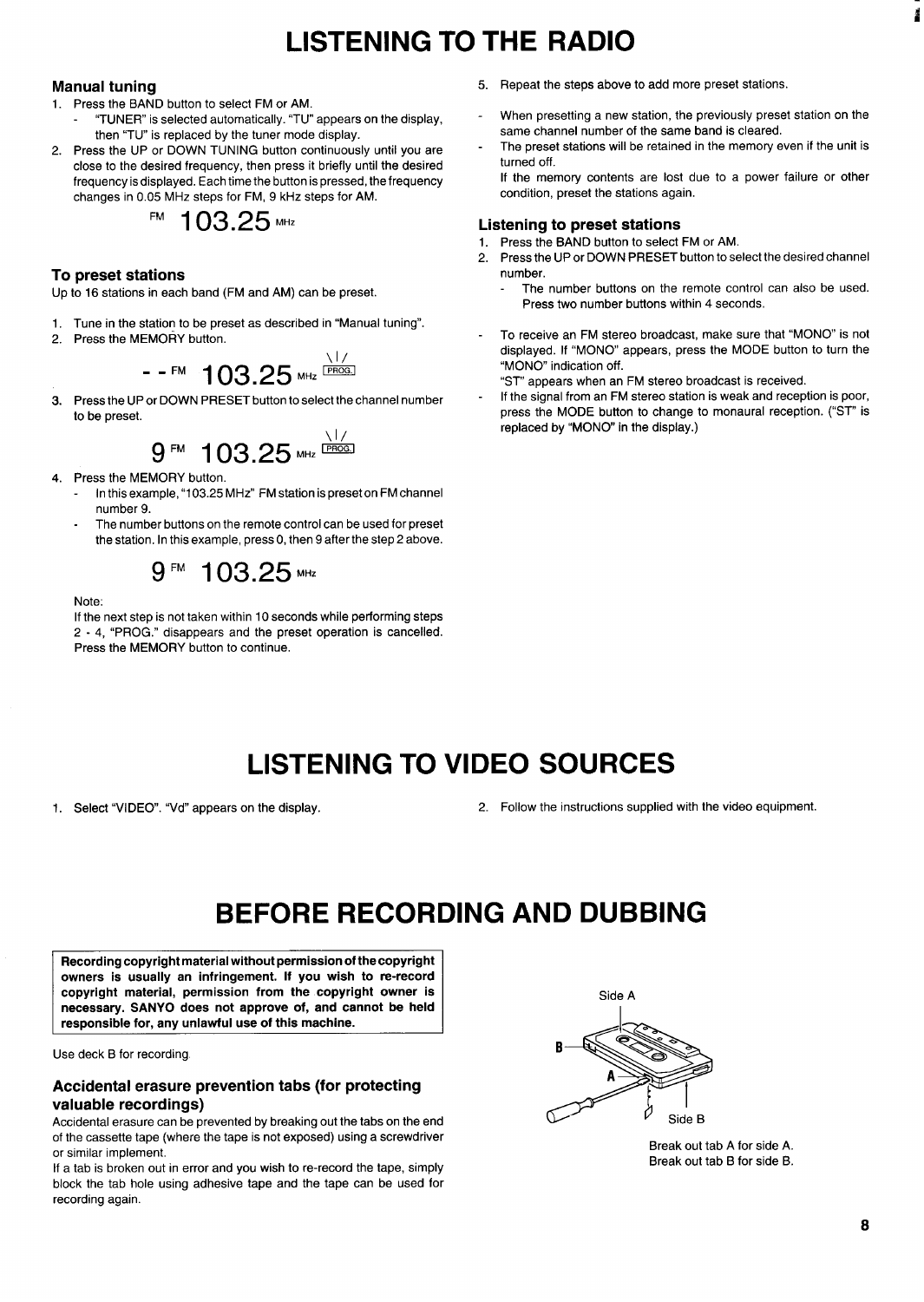# LISTENING TO THE RADIO

### Manual tuning

1. Press the BAND button to select FM or AM.
   - "TUNER" is selected automatically. "TU" appears on the display, then "TU" is replaced by the tuner mode display.
2. Press the UP or DOWN TUNING button continuously until you are close to the desired frequency, then press it briefly until the desired frequency is displayed. Each time the button is pressed, the frequency changes in 0.05 MHz steps for FM, 9 kHz steps for AM.

FM 103.25 MHz

### To preset stations

Up to 16 stations in each band (FM and AM) can be preset.

1. Tune in the station to be preset as described in "Manual tuning".
2. Press the MEMORY button.

- - FM 103.25 MHz PROG.

3. Press the UP or DOWN PRESET button to select the channel number to be preset.

9 FM 103.25 MHz PROG.

4. Press the MEMORY button.
   - In this example, "103.25 MHz" FM station is preset on FM channel number 9.
   - The number buttons on the remote control can be used for preset the station. In this example, press 0, then 9 after the step 2 above.

9 FM 103.25 MHz

Note:
If the next step is not taken within 10 seconds while performing steps 2 - 4, "PROG." disappears and the preset operation is cancelled. Press the MEMORY button to continue.

5. Repeat the steps above to add more preset stations.

- When presetting a new station, the previously preset station on the same channel number of the same band is cleared.
- The preset stations will be retained in the memory even if the unit is turned off.
  If the memory contents are lost due to a power failure or other condition, preset the stations again.

### Listening to preset stations

1. Press the BAND button to select FM or AM.
2. Press the UP or DOWN PRESET button to select the desired channel number.
   - The number buttons on the remote control can also be used. Press two number buttons within 4 seconds.

- To receive an FM stereo broadcast, make sure that "MONO" is not displayed. If "MONO" appears, press the MODE button to turn the "MONO" indication off.
  "ST" appears when an FM stereo broadcast is received.
- If the signal from an FM stereo station is weak and reception is poor, press the MODE button to change to monaural reception. ("ST" is replaced by "MONO" in the display.)

# LISTENING TO VIDEO SOURCES

1. Select "VIDEO". "Vd" appears on the display.
2. Follow the instructions supplied with the video equipment.

# BEFORE RECORDING AND DUBBING

**Recording copyright material without permission of the copyright owners is usually an infringement. If you wish to re-record copyright material, permission from the copyright owner is necessary. SANYO does not approve of, and cannot be held responsible for, any unlawful use of this machine.**

Use deck B for recording.

### Accidental erasure prevention tabs (for protecting valuable recordings)

Accidental erasure can be prevented by breaking out the tabs on the end of the cassette tape (where the tape is not exposed) using a screwdriver or similar implement.

If a tab is broken out in error and you wish to re-record the tape, simply block the tab hole using adhesive tape and the tape can be used for recording again.

Side A

B

A

Side B

Break out tab A for side A.
Break out tab B for side B.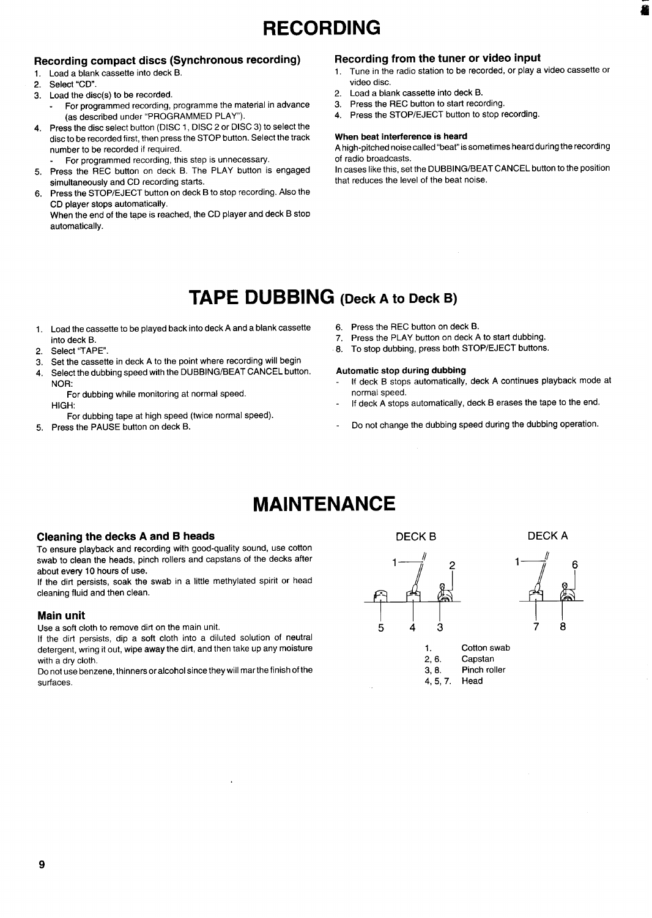# RECORDING

### Recording compact discs (Synchronous recording)

1. Load a blank cassette into deck B.
2. Select "CD".
3. Load the disc(s) to be recorded.
   - For programmed recording, programme the material in advance (as described under "PROGRAMMED PLAY").
4. Press the disc select button (DISC 1, DISC 2 or DISC 3) to select the disc to be recorded first, then press the STOP button. Select the track number to be recorded if required.
   - For programmed recording, this step is unnecessary.
5. Press the REC button on deck B. The PLAY button is engaged simultaneously and CD recording starts.
6. Press the STOP/EJECT button on deck B to stop recording. Also the CD player stops automatically.
   When the end of the tape is reached, the CD player and deck B stop automatically.

### Recording from the tuner or video input

1. Tune in the radio station to be recorded, or play a video cassette or video disc.
2. Load a blank cassette into deck B.
3. Press the REC button to start recording.
4. Press the STOP/EJECT button to stop recording.

**When beat interference is heard**

A high-pitched noise called "beat" is sometimes heard during the recording of radio broadcasts.
In cases like this, set the DUBBING/BEAT CANCEL button to the position that reduces the level of the beat noise.

# TAPE DUBBING (Deck A to Deck B)

1. Load the cassette to be played back into deck A and a blank cassette into deck B.
2. Select "TAPE".
3. Set the cassette in deck A to the point where recording will begin
4. Select the dubbing speed with the DUBBING/BEAT CANCEL button.
   NOR:
   For dubbing while monitoring at normal speed.
   HIGH:
   For dubbing tape at high speed (twice normal speed).
5. Press the PAUSE button on deck B.
6. Press the REC button on deck B.
7. Press the PLAY button on deck A to start dubbing.
8. To stop dubbing, press both STOP/EJECT buttons.

**Automatic stop during dubbing**

- If deck B stops automatically, deck A continues playback mode at normal speed.
- If deck A stops automatically, deck B erases the tape to the end.

- Do not change the dubbing speed during the dubbing operation.

# MAINTENANCE

### Cleaning the decks A and B heads

To ensure playback and recording with good-quality sound, use cotton swab to clean the heads, pinch rollers and capstans of the decks after about every 10 hours of use.
If the dirt persists, soak the swab in a little methylated spirit or head cleaning fluid and then clean.

### Main unit

Use a soft cloth to remove dirt on the main unit.
If the dirt persists, dip a soft cloth into a diluted solution of neutral detergent, wring it out, wipe away the dirt, and then take up any moisture with a dry cloth.
Do not use benzene, thinners or alcohol since they will mar the finish of the surfaces.

DECK B DECK A

| | |
|---|---|
| 1. | Cotton swab |
| 2, 6. | Capstan |
| 3, 8. | Pinch roller |
| 4, 5, 7. | Head |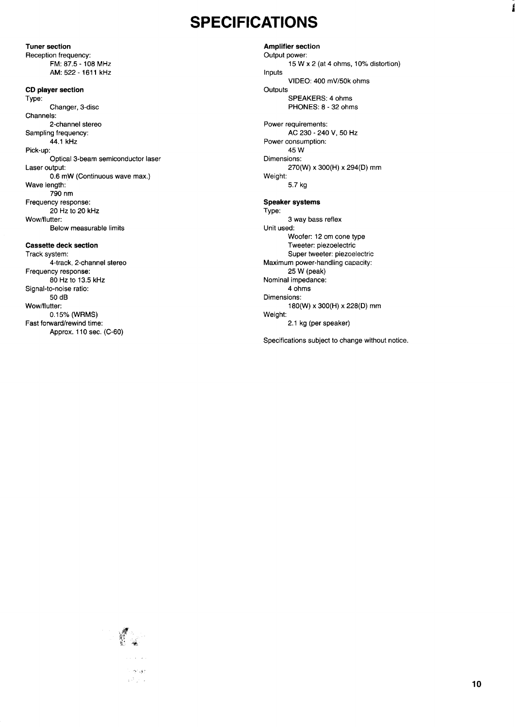# SPECIFICATIONS

**Tuner section**

Reception frequency:
FM: 87.5 - 108 MHz
AM: 522 - 1611 kHz

**CD player section**

Type:
Changer, 3-disc

Channels:
2-channel stereo

Sampling frequency:
44.1 kHz

Pick-up:
Optical 3-beam semiconductor laser

Laser output:
0.6 mW (Continuous wave max.)

Wave length:
790 nm

Frequency response:
20 Hz to 20 kHz

Wow/flutter:
Below measurable limits

**Cassette deck section**

Track system:
4-track, 2-channel stereo

Frequency response:
80 Hz to 13.5 kHz

Signal-to-noise ratio:
50 dB

Wow/flutter:
0.15% (WRMS)

Fast forward/rewind time:
Approx. 110 sec. (C-60)

**Amplifier section**

Output power:
15 W x 2 (at 4 ohms, 10% distortion)

Inputs
VIDEO: 400 mV/50k ohms

Outputs
SPEAKERS: 4 ohms
PHONES: 8 - 32 ohms

Power requirements:
AC 230 - 240 V, 50 Hz

Power consumption:
45 W

Dimensions:
270(W) x 300(H) x 294(D) mm

Weight:
5.7 kg

**Speaker systems**

Type:
3 way bass reflex

Unit used:
Woofer: 12 cm cone type
Tweeter: piezoelectric
Super tweeter: piezoelectric

Maximum power-handling capacity:
25 W (peak)

Nominal impedance:
4 ohms

Dimensions:
180(W) x 300(H) x 228(D) mm

Weight:
2.1 kg (per speaker)

Specifications subject to change without notice.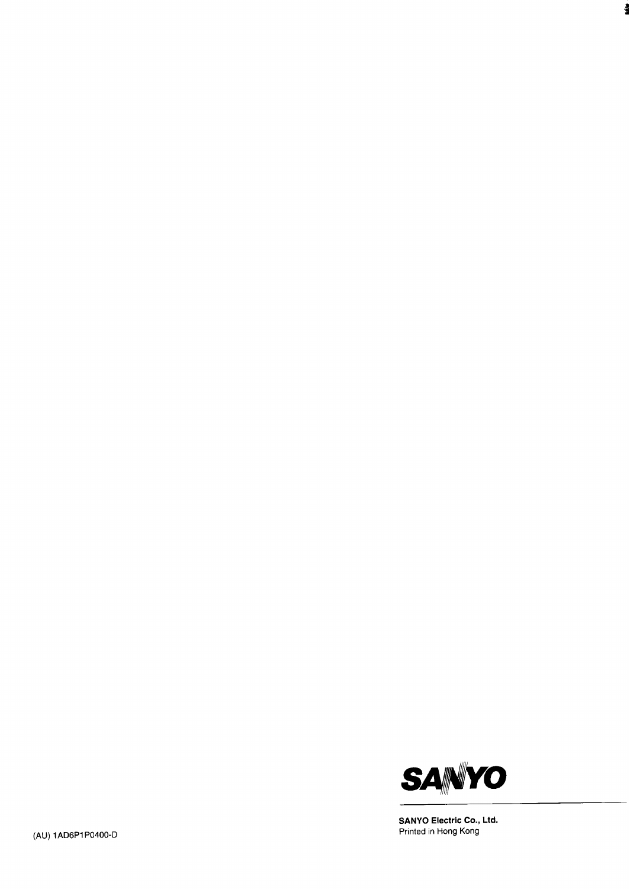SANYO

SANYO Electric Co., Ltd.
Printed in Hong Kong

(AU) 1AD6P1P0400-D